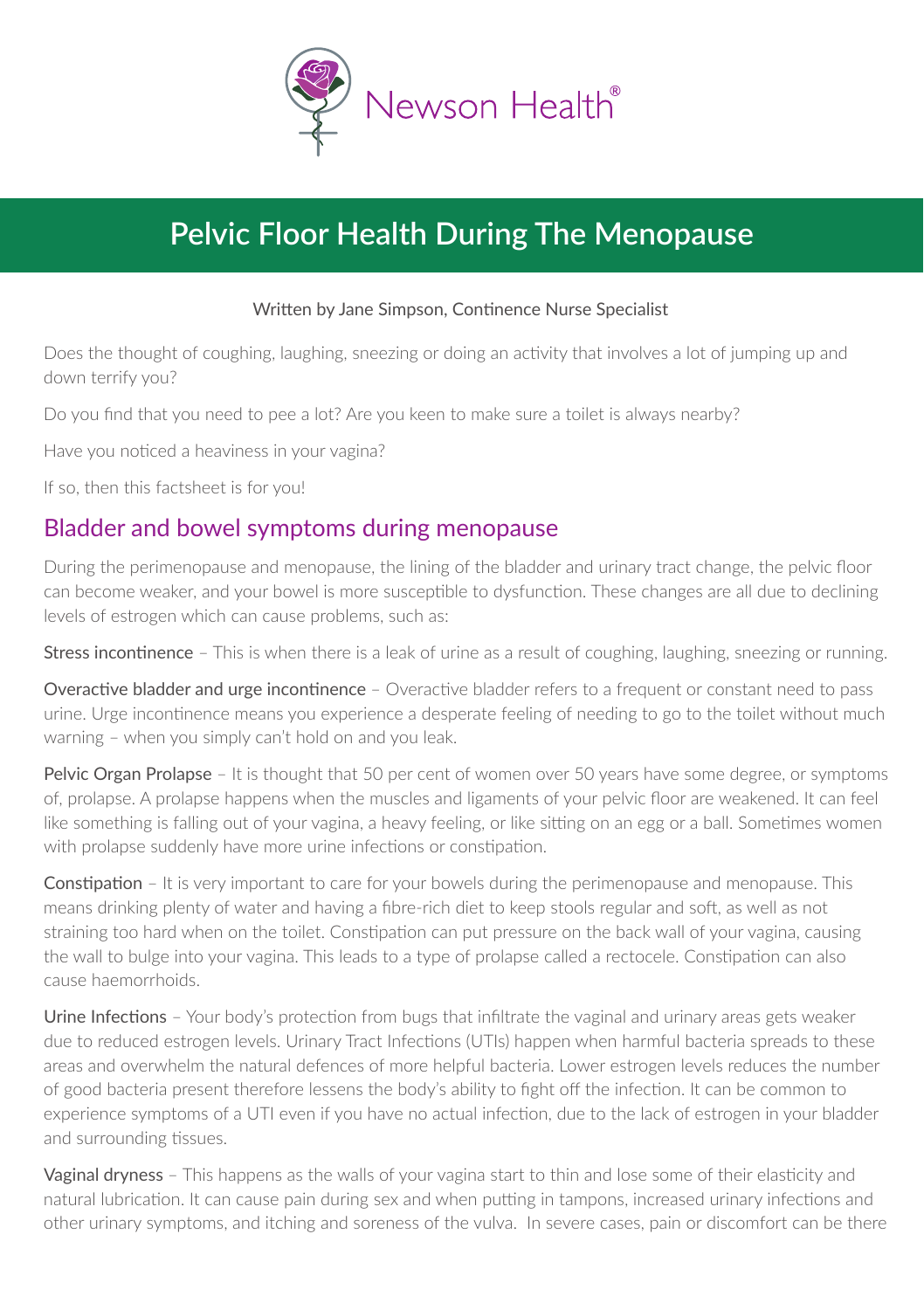Newson Health®

# Pelvic Floor Health During The Menopause

Written by Jane Simpson, Continence Nurse Specialist

Does the thought of coughing, laughing, sneezing or doing an activity that involves a lot of jumping up and down terrify you?

Do you find that you need to pee a lot? Are you keen to make sure a toilet is always nearby?

Have you noticed a heaviness in your vagina?

If so, then this factsheet is for you!

## Bladder and bowel symptoms during menopause

During the perimenopause and menopause, the lining of the bladder and urinary tract change, the pelvic floor can become weaker, and your bowel is more susceptible to dysfunction. These changes are all due to declining levels of estrogen which can cause problems, such as:

**Stress incontinence** – This is when there is a leak of urine as a result of coughing, laughing, sneezing or running.

**Overactive bladder and urge incontinence** – Overactive bladder refers to a frequent or constant need to pass urine. Urge incontinence means you experience a desperate feeling of needing to go to the toilet without much warning – when you simply can't hold on and you leak.

**Pelvic Organ Prolapse** – It is thought that 50 per cent of women over 50 years have some degree, or symptoms of, prolapse. A prolapse happens when the muscles and ligaments of your pelvic floor are weakened. It can feel like something is falling out of your vagina, a heavy feeling, or like sitting on an egg or a ball. Sometimes women with prolapse suddenly have more urine infections or constipation.

**Constipation** – It is very important to care for your bowels during the perimenopause and menopause. This means drinking plenty of water and having a fibre-rich diet to keep stools regular and soft, as well as not straining too hard when on the toilet. Constipation can put pressure on the back wall of your vagina, causing the wall to bulge into your vagina. This leads to a type of prolapse called a rectocele. Constipation can also cause haemorrhoids.

**Urine Infections** – Your body's protection from bugs that infiltrate the vaginal and urinary areas gets weaker due to reduced estrogen levels. Urinary Tract Infections (UTIs) happen when harmful bacteria spreads to these areas and overwhelm the natural defences of more helpful bacteria. Lower estrogen levels reduces the number of good bacteria present therefore lessens the body's ability to fight off the infection. It can be common to experience symptoms of a UTI even if you have no actual infection, due to the lack of estrogen in your bladder and surrounding tissues.

**Vaginal dryness** – This happens as the walls of your vagina start to thin and lose some of their elasticity and natural lubrication. It can cause pain during sex and when putting in tampons, increased urinary infections and other urinary symptoms, and itching and soreness of the vulva. In severe cases, pain or discomfort can be there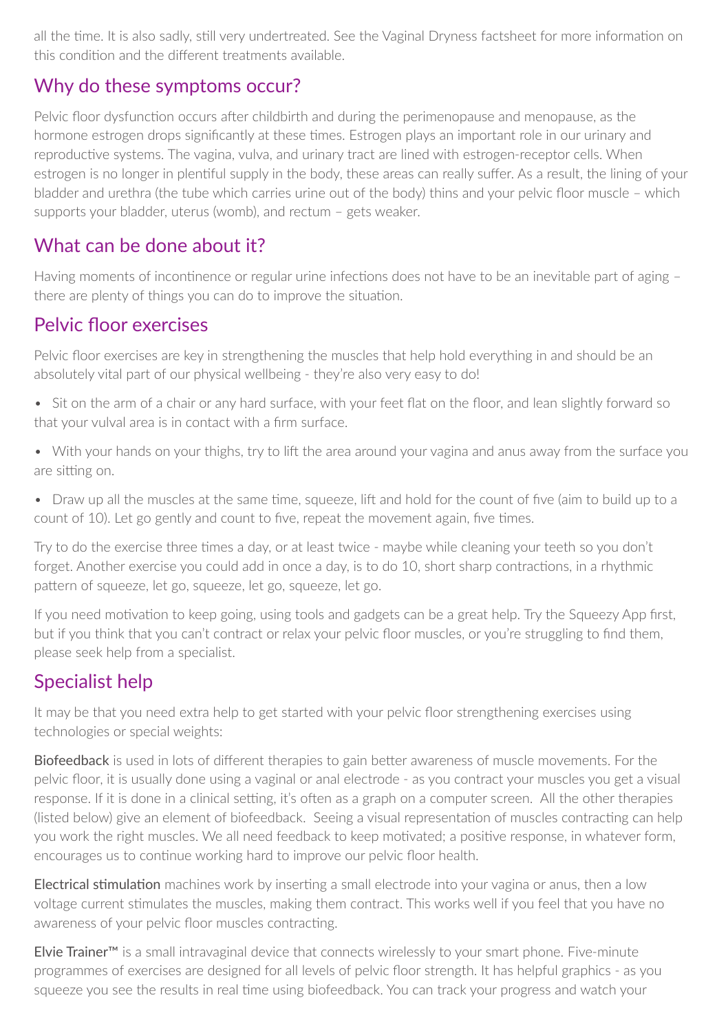all the time. It is also sadly, still very undertreated. See the Vaginal Dryness factsheet for more information on this condition and the different treatments available.

## Why do these symptoms occur?

Pelvic floor dysfunction occurs after childbirth and during the perimenopause and menopause, as the hormone estrogen drops significantly at these times. Estrogen plays an important role in our urinary and reproductive systems. The vagina, vulva, and urinary tract are lined with estrogen-receptor cells. When estrogen is no longer in plentiful supply in the body, these areas can really suffer. As a result, the lining of your bladder and urethra (the tube which carries urine out of the body) thins and your pelvic floor muscle – which supports your bladder, uterus (womb), and rectum – gets weaker.

## What can be done about it?

Having moments of incontinence or regular urine infections does not have to be an inevitable part of aging – there are plenty of things you can do to improve the situation.

## Pelvic floor exercises

Pelvic floor exercises are key in strengthening the muscles that help hold everything in and should be an absolutely vital part of our physical wellbeing - they're also very easy to do!

- Sit on the arm of a chair or any hard surface, with your feet flat on the floor, and lean slightly forward so that your vulval area is in contact with a firm surface.
- With your hands on your thighs, try to lift the area around your vagina and anus away from the surface you are sitting on.
- Draw up all the muscles at the same time, squeeze, lift and hold for the count of five (aim to build up to a count of 10). Let go gently and count to five, repeat the movement again, five times.

Try to do the exercise three times a day, or at least twice - maybe while cleaning your teeth so you don't forget. Another exercise you could add in once a day, is to do 10, short sharp contractions, in a rhythmic pattern of squeeze, let go, squeeze, let go, squeeze, let go.

If you need motivation to keep going, using tools and gadgets can be a great help. Try the Squeezy App first, but if you think that you can't contract or relax your pelvic floor muscles, or you're struggling to find them, please seek help from a specialist.

## Specialist help

It may be that you need extra help to get started with your pelvic floor strengthening exercises using technologies or special weights:

**Biofeedback** is used in lots of different therapies to gain better awareness of muscle movements. For the pelvic floor, it is usually done using a vaginal or anal electrode - as you contract your muscles you get a visual response. If it is done in a clinical setting, it's often as a graph on a computer screen. All the other therapies (listed below) give an element of biofeedback. Seeing a visual representation of muscles contracting can help you work the right muscles. We all need feedback to keep motivated; a positive response, in whatever form, encourages us to continue working hard to improve our pelvic floor health.

**Electrical stimulation** machines work by inserting a small electrode into your vagina or anus, then a low voltage current stimulates the muscles, making them contract. This works well if you feel that you have no awareness of your pelvic floor muscles contracting.

**Elvie Trainer™** is a small intravaginal device that connects wirelessly to your smart phone. Five-minute programmes of exercises are designed for all levels of pelvic floor strength. It has helpful graphics - as you squeeze you see the results in real time using biofeedback. You can track your progress and watch your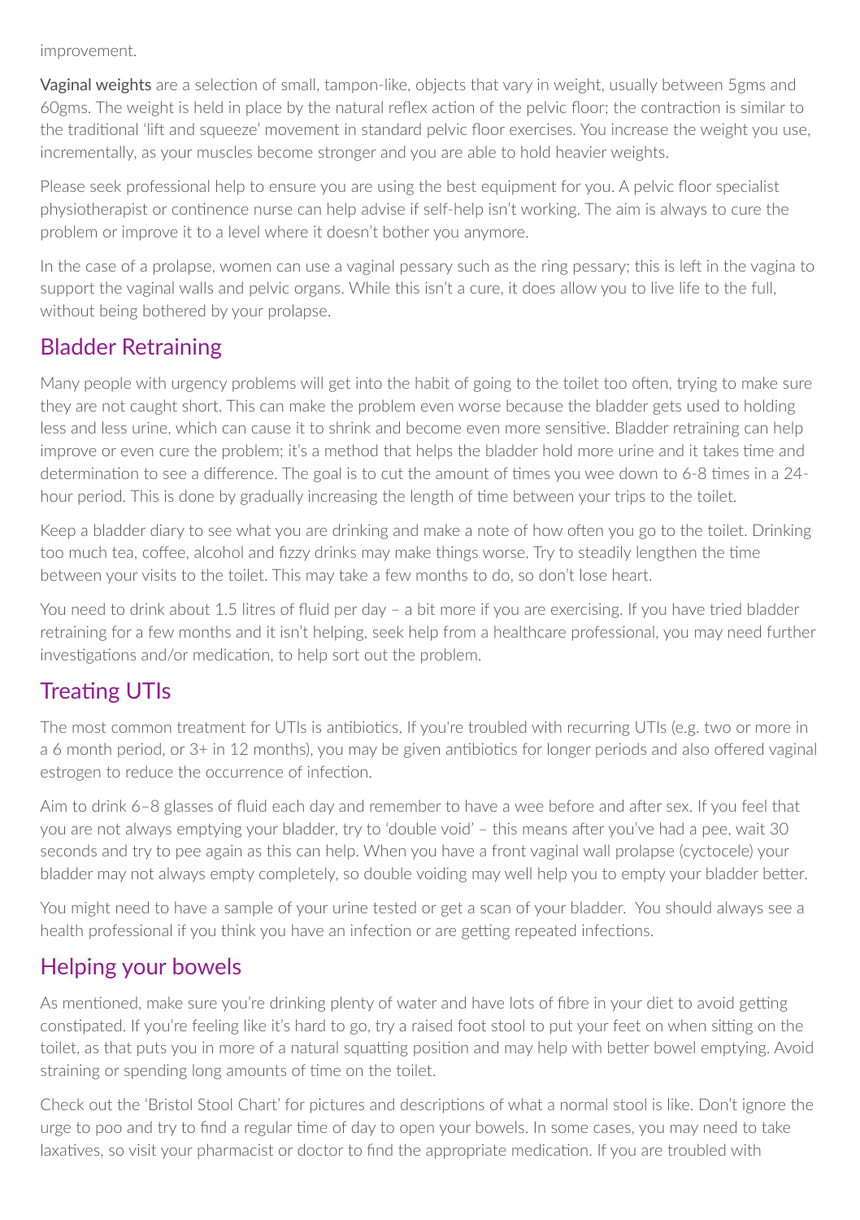improvement.

**Vaginal weights** are a selection of small, tampon-like, objects that vary in weight, usually between 5gms and 60gms. The weight is held in place by the natural reflex action of the pelvic floor; the contraction is similar to the traditional 'lift and squeeze' movement in standard pelvic floor exercises. You increase the weight you use, incrementally, as your muscles become stronger and you are able to hold heavier weights.

Please seek professional help to ensure you are using the best equipment for you. A pelvic floor specialist physiotherapist or continence nurse can help advise if self-help isn't working. The aim is always to cure the problem or improve it to a level where it doesn't bother you anymore.

In the case of a prolapse, women can use a vaginal pessary such as the ring pessary; this is left in the vagina to support the vaginal walls and pelvic organs. While this isn't a cure, it does allow you to live life to the full, without being bothered by your prolapse.

## Bladder Retraining

Many people with urgency problems will get into the habit of going to the toilet too often, trying to make sure they are not caught short. This can make the problem even worse because the bladder gets used to holding less and less urine, which can cause it to shrink and become even more sensitive. Bladder retraining can help improve or even cure the problem; it's a method that helps the bladder hold more urine and it takes time and determination to see a difference. The goal is to cut the amount of times you wee down to 6-8 times in a 24-hour period. This is done by gradually increasing the length of time between your trips to the toilet.

Keep a bladder diary to see what you are drinking and make a note of how often you go to the toilet. Drinking too much tea, coffee, alcohol and fizzy drinks may make things worse. Try to steadily lengthen the time between your visits to the toilet. This may take a few months to do, so don't lose heart.

You need to drink about 1.5 litres of fluid per day – a bit more if you are exercising. If you have tried bladder retraining for a few months and it isn't helping, seek help from a healthcare professional, you may need further investigations and/or medication, to help sort out the problem.

## Treating UTIs

The most common treatment for UTIs is antibiotics. If you're troubled with recurring UTIs (e.g. two or more in a 6 month period, or 3+ in 12 months), you may be given antibiotics for longer periods and also offered vaginal estrogen to reduce the occurrence of infection.

Aim to drink 6–8 glasses of fluid each day and remember to have a wee before and after sex. If you feel that you are not always emptying your bladder, try to 'double void' – this means after you've had a pee, wait 30 seconds and try to pee again as this can help. When you have a front vaginal wall prolapse (cyctocele) your bladder may not always empty completely, so double voiding may well help you to empty your bladder better.

You might need to have a sample of your urine tested or get a scan of your bladder. You should always see a health professional if you think you have an infection or are getting repeated infections.

## Helping your bowels

As mentioned, make sure you're drinking plenty of water and have lots of fibre in your diet to avoid getting constipated. If you're feeling like it's hard to go, try a raised foot stool to put your feet on when sitting on the toilet, as that puts you in more of a natural squatting position and may help with better bowel emptying. Avoid straining or spending long amounts of time on the toilet.

Check out the 'Bristol Stool Chart' for pictures and descriptions of what a normal stool is like. Don't ignore the urge to poo and try to find a regular time of day to open your bowels. In some cases, you may need to take laxatives, so visit your pharmacist or doctor to find the appropriate medication. If you are troubled with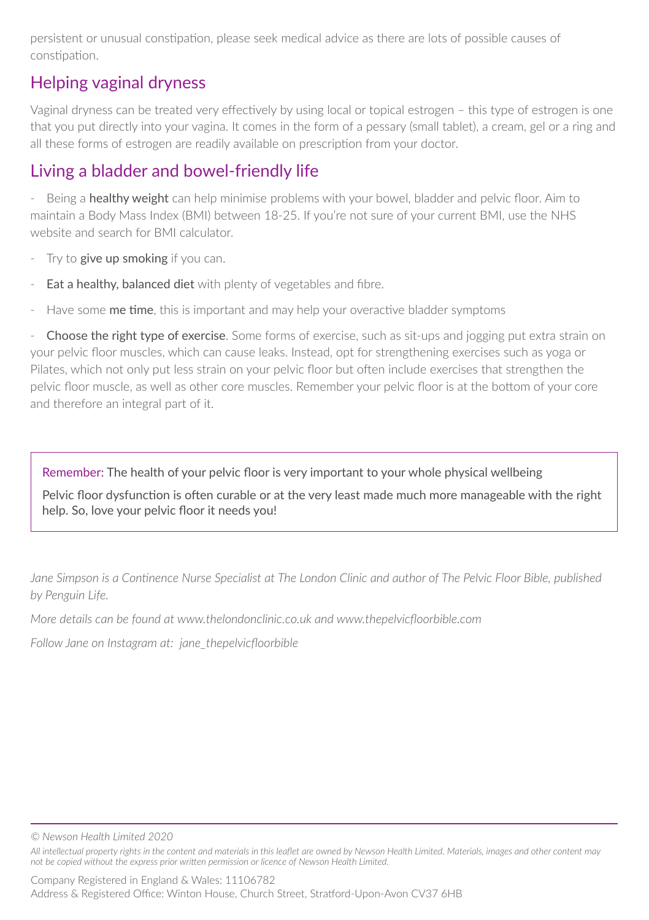persistent or unusual constipation, please seek medical advice as there are lots of possible causes of constipation.

## Helping vaginal dryness

Vaginal dryness can be treated very effectively by using local or topical estrogen – this type of estrogen is one that you put directly into your vagina. It comes in the form of a pessary (small tablet), a cream, gel or a ring and all these forms of estrogen are readily available on prescription from your doctor.

## Living a bladder and bowel-friendly life

- Being a **healthy weight** can help minimise problems with your bowel, bladder and pelvic floor. Aim to maintain a Body Mass Index (BMI) between 18-25. If you're not sure of your current BMI, use the NHS website and search for BMI calculator.
- Try to **give up smoking** if you can.
- **Eat a healthy, balanced diet** with plenty of vegetables and fibre.
- Have some **me time**, this is important and may help your overactive bladder symptoms
- **Choose the right type of exercise**. Some forms of exercise, such as sit-ups and jogging put extra strain on your pelvic floor muscles, which can cause leaks. Instead, opt for strengthening exercises such as yoga or Pilates, which not only put less strain on your pelvic floor but often include exercises that strengthen the pelvic floor muscle, as well as other core muscles. Remember your pelvic floor is at the bottom of your core and therefore an integral part of it.

> Remember: The health of your pelvic floor is very important to your whole physical wellbeing
>
> Pelvic floor dysfunction is often curable or at the very least made much more manageable with the right help. So, love your pelvic floor it needs you!

*Jane Simpson is a Continence Nurse Specialist at The London Clinic and author of The Pelvic Floor Bible, published by Penguin Life.*

*More details can be found at www.thelondonclinic.co.uk and www.thepelvicfloorbible.com*

*Follow Jane on Instagram at: jane_thepelvicfloorbible*

*© Newson Health Limited 2020*

*All intellectual property rights in the content and materials in this leaflet are owned by Newson Health Limited. Materials, images and other content may not be copied without the express prior written permission or licence of Newson Health Limited.*

Company Registered in England & Wales: 11106782
Address & Registered Office: Winton House, Church Street, Stratford-Upon-Avon CV37 6HB